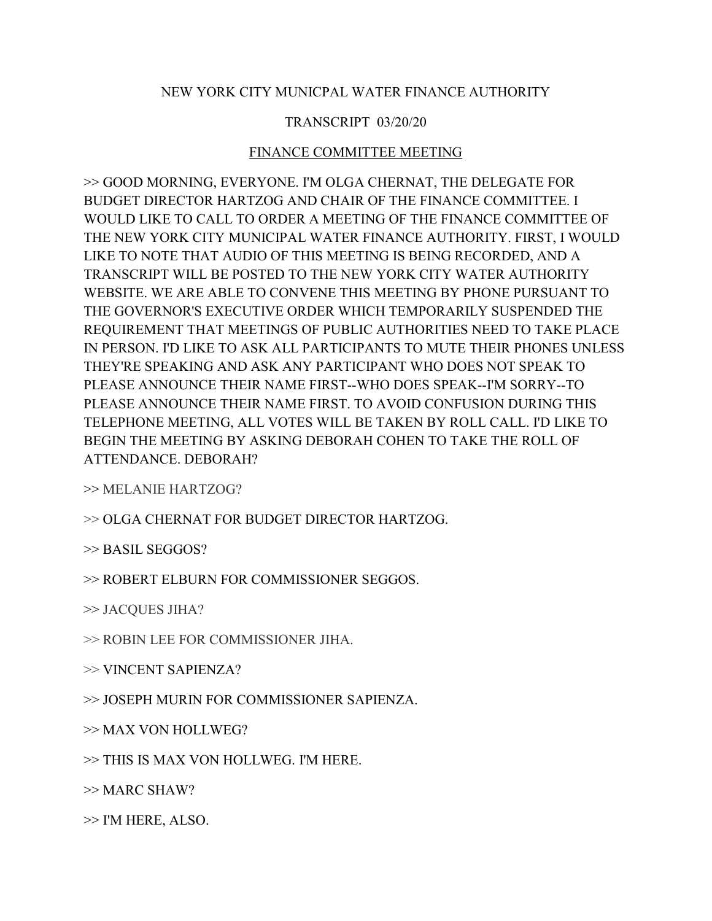NEW YORK CITY MUNICPAL WATER FINANCE AUTHORITY

TRANSCRIPT 03/20/20

FINANCE COMMITTEE MEETING

>> GOOD MORNING, EVERYONE. I'M OLGA CHERNAT, THE DELEGATE FOR BUDGET DIRECTOR HARTZOG AND CHAIR OF THE FINANCE COMMITTEE. I WOULD LIKE TO CALL TO ORDER A MEETING OF THE FINANCE COMMITTEE OF THE NEW YORK CITY MUNICIPAL WATER FINANCE AUTHORITY. FIRST, I WOULD LIKE TO NOTE THAT AUDIO OF THIS MEETING IS BEING RECORDED, AND A TRANSCRIPT WILL BE POSTED TO THE NEW YORK CITY WATER AUTHORITY WEBSITE. WE ARE ABLE TO CONVENE THIS MEETING BY PHONE PURSUANT TO THE GOVERNOR'S EXECUTIVE ORDER WHICH TEMPORARILY SUSPENDED THE REQUIREMENT THAT MEETINGS OF PUBLIC AUTHORITIES NEED TO TAKE PLACE IN PERSON. I'D LIKE TO ASK ALL PARTICIPANTS TO MUTE THEIR PHONES UNLESS THEY'RE SPEAKING AND ASK ANY PARTICIPANT WHO DOES NOT SPEAK TO PLEASE ANNOUNCE THEIR NAME FIRST--WHO DOES SPEAK--I'M SORRY--TO PLEASE ANNOUNCE THEIR NAME FIRST. TO AVOID CONFUSION DURING THIS TELEPHONE MEETING, ALL VOTES WILL BE TAKEN BY ROLL CALL. I'D LIKE TO BEGIN THE MEETING BY ASKING DEBORAH COHEN TO TAKE THE ROLL OF ATTENDANCE. DEBORAH?

>> MELANIE HARTZOG?

>> OLGA CHERNAT FOR BUDGET DIRECTOR HARTZOG.

>> BASIL SEGGOS?

>> ROBERT ELBURN FOR COMMISSIONER SEGGOS.

>> JACQUES JIHA?

>> ROBIN LEE FOR COMMISSIONER JIHA.

>> VINCENT SAPIENZA?

>> JOSEPH MURIN FOR COMMISSIONER SAPIENZA.

>> MAX VON HOLLWEG?

>> THIS IS MAX VON HOLLWEG. I'M HERE.

>> MARC SHAW?

>> I'M HERE, ALSO.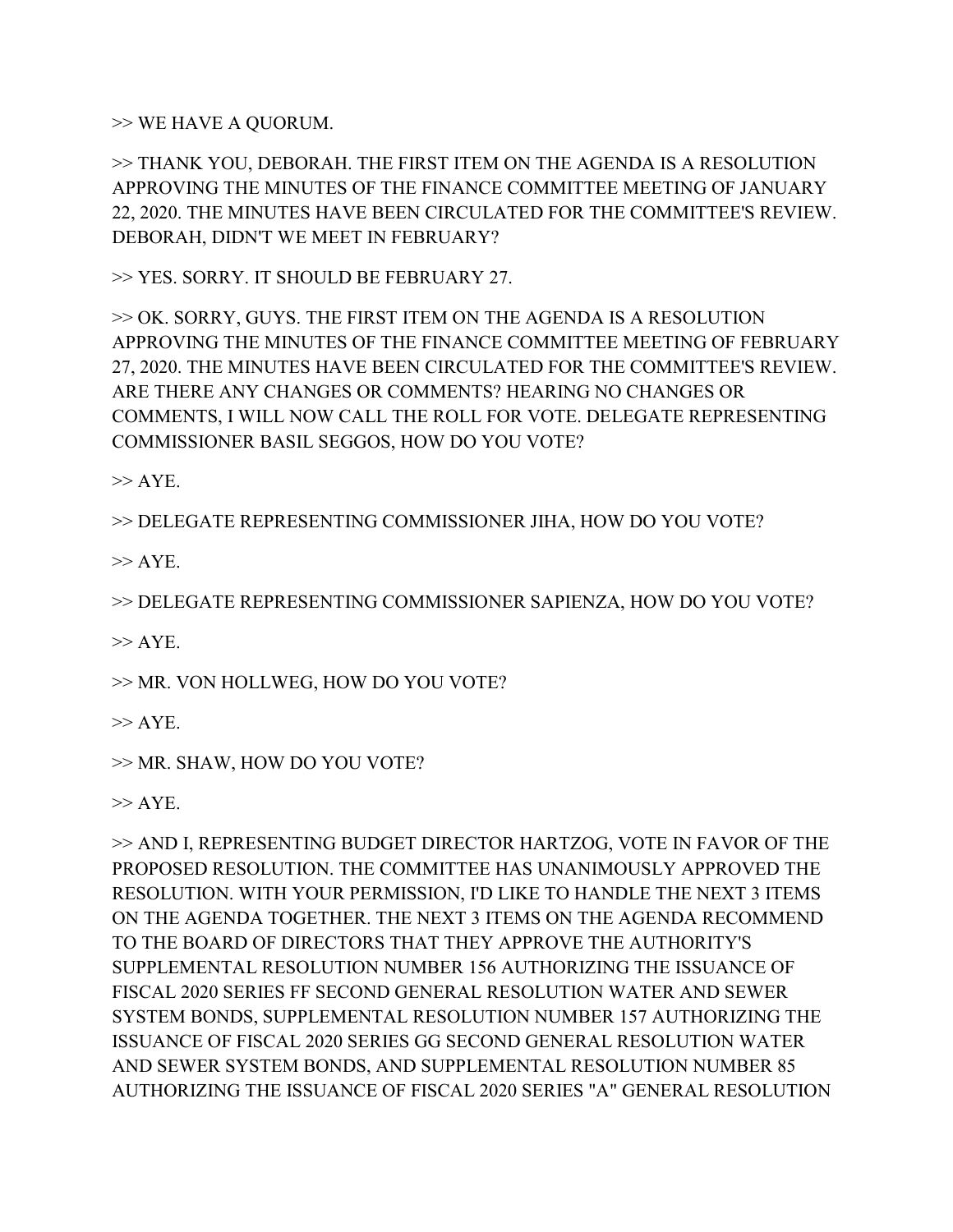>> WE HAVE A QUORUM.

>> THANK YOU, DEBORAH. THE FIRST ITEM ON THE AGENDA IS A RESOLUTION APPROVING THE MINUTES OF THE FINANCE COMMITTEE MEETING OF JANUARY 22, 2020. THE MINUTES HAVE BEEN CIRCULATED FOR THE COMMITTEE'S REVIEW. DEBORAH, DIDN'T WE MEET IN FEBRUARY?

>> YES. SORRY. IT SHOULD BE FEBRUARY 27.

>> OK. SORRY, GUYS. THE FIRST ITEM ON THE AGENDA IS A RESOLUTION APPROVING THE MINUTES OF THE FINANCE COMMITTEE MEETING OF FEBRUARY 27, 2020. THE MINUTES HAVE BEEN CIRCULATED FOR THE COMMITTEE'S REVIEW. ARE THERE ANY CHANGES OR COMMENTS? HEARING NO CHANGES OR COMMENTS, I WILL NOW CALL THE ROLL FOR VOTE. DELEGATE REPRESENTING COMMISSIONER BASIL SEGGOS, HOW DO YOU VOTE?

>> AYE.

>> DELEGATE REPRESENTING COMMISSIONER JIHA, HOW DO YOU VOTE?

>> AYE.

>> DELEGATE REPRESENTING COMMISSIONER SAPIENZA, HOW DO YOU VOTE?

>> AYE.

>> MR. VON HOLLWEG, HOW DO YOU VOTE?

>> AYE.

>> MR. SHAW, HOW DO YOU VOTE?

>> AYE.

>> AND I, REPRESENTING BUDGET DIRECTOR HARTZOG, VOTE IN FAVOR OF THE PROPOSED RESOLUTION. THE COMMITTEE HAS UNANIMOUSLY APPROVED THE RESOLUTION. WITH YOUR PERMISSION, I'D LIKE TO HANDLE THE NEXT 3 ITEMS ON THE AGENDA TOGETHER. THE NEXT 3 ITEMS ON THE AGENDA RECOMMEND TO THE BOARD OF DIRECTORS THAT THEY APPROVE THE AUTHORITY'S SUPPLEMENTAL RESOLUTION NUMBER 156 AUTHORIZING THE ISSUANCE OF FISCAL 2020 SERIES FF SECOND GENERAL RESOLUTION WATER AND SEWER SYSTEM BONDS, SUPPLEMENTAL RESOLUTION NUMBER 157 AUTHORIZING THE ISSUANCE OF FISCAL 2020 SERIES GG SECOND GENERAL RESOLUTION WATER AND SEWER SYSTEM BONDS, AND SUPPLEMENTAL RESOLUTION NUMBER 85 AUTHORIZING THE ISSUANCE OF FISCAL 2020 SERIES "A" GENERAL RESOLUTION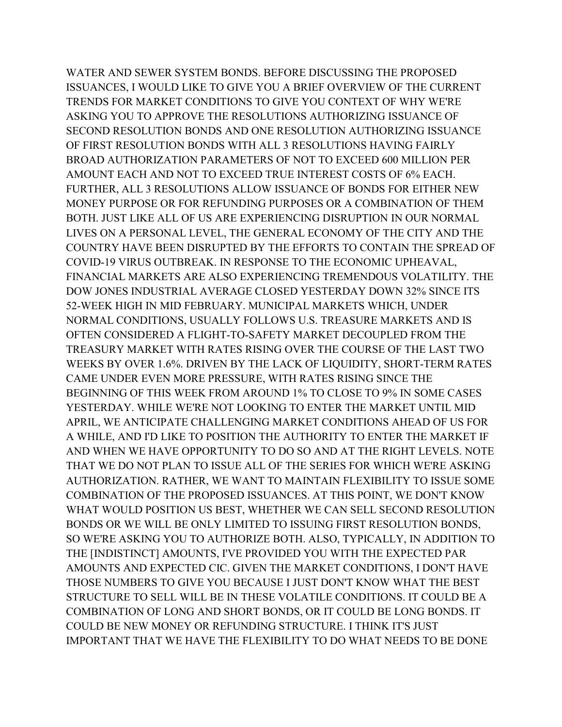WATER AND SEWER SYSTEM BONDS. BEFORE DISCUSSING THE PROPOSED ISSUANCES, I WOULD LIKE TO GIVE YOU A BRIEF OVERVIEW OF THE CURRENT TRENDS FOR MARKET CONDITIONS TO GIVE YOU CONTEXT OF WHY WE'RE ASKING YOU TO APPROVE THE RESOLUTIONS AUTHORIZING ISSUANCE OF SECOND RESOLUTION BONDS AND ONE RESOLUTION AUTHORIZING ISSUANCE OF FIRST RESOLUTION BONDS WITH ALL 3 RESOLUTIONS HAVING FAIRLY BROAD AUTHORIZATION PARAMETERS OF NOT TO EXCEED 600 MILLION PER AMOUNT EACH AND NOT TO EXCEED TRUE INTEREST COSTS OF 6% EACH. FURTHER, ALL 3 RESOLUTIONS ALLOW ISSUANCE OF BONDS FOR EITHER NEW MONEY PURPOSE OR FOR REFUNDING PURPOSES OR A COMBINATION OF THEM BOTH. JUST LIKE ALL OF US ARE EXPERIENCING DISRUPTION IN OUR NORMAL LIVES ON A PERSONAL LEVEL, THE GENERAL ECONOMY OF THE CITY AND THE COUNTRY HAVE BEEN DISRUPTED BY THE EFFORTS TO CONTAIN THE SPREAD OF COVID-19 VIRUS OUTBREAK. IN RESPONSE TO THE ECONOMIC UPHEAVAL, FINANCIAL MARKETS ARE ALSO EXPERIENCING TREMENDOUS VOLATILITY. THE DOW JONES INDUSTRIAL AVERAGE CLOSED YESTERDAY DOWN 32% SINCE ITS 52-WEEK HIGH IN MID FEBRUARY. MUNICIPAL MARKETS WHICH, UNDER NORMAL CONDITIONS, USUALLY FOLLOWS U.S. TREASURE MARKETS AND IS OFTEN CONSIDERED A FLIGHT-TO-SAFETY MARKET DECOUPLED FROM THE TREASURY MARKET WITH RATES RISING OVER THE COURSE OF THE LAST TWO WEEKS BY OVER 1.6%. DRIVEN BY THE LACK OF LIQUIDITY, SHORT-TERM RATES CAME UNDER EVEN MORE PRESSURE, WITH RATES RISING SINCE THE BEGINNING OF THIS WEEK FROM AROUND 1% TO CLOSE TO 9% IN SOME CASES YESTERDAY. WHILE WE'RE NOT LOOKING TO ENTER THE MARKET UNTIL MID APRIL, WE ANTICIPATE CHALLENGING MARKET CONDITIONS AHEAD OF US FOR A WHILE, AND I'D LIKE TO POSITION THE AUTHORITY TO ENTER THE MARKET IF AND WHEN WE HAVE OPPORTUNITY TO DO SO AND AT THE RIGHT LEVELS. NOTE THAT WE DO NOT PLAN TO ISSUE ALL OF THE SERIES FOR WHICH WE'RE ASKING AUTHORIZATION. RATHER, WE WANT TO MAINTAIN FLEXIBILITY TO ISSUE SOME COMBINATION OF THE PROPOSED ISSUANCES. AT THIS POINT, WE DON'T KNOW WHAT WOULD POSITION US BEST, WHETHER WE CAN SELL SECOND RESOLUTION BONDS OR WE WILL BE ONLY LIMITED TO ISSUING FIRST RESOLUTION BONDS, SO WE'RE ASKING YOU TO AUTHORIZE BOTH. ALSO, TYPICALLY, IN ADDITION TO THE [INDISTINCT] AMOUNTS, I'VE PROVIDED YOU WITH THE EXPECTED PAR AMOUNTS AND EXPECTED CIC. GIVEN THE MARKET CONDITIONS, I DON'T HAVE THOSE NUMBERS TO GIVE YOU BECAUSE I JUST DON'T KNOW WHAT THE BEST STRUCTURE TO SELL WILL BE IN THESE VOLATILE CONDITIONS. IT COULD BE A COMBINATION OF LONG AND SHORT BONDS, OR IT COULD BE LONG BONDS. IT COULD BE NEW MONEY OR REFUNDING STRUCTURE. I THINK IT'S JUST IMPORTANT THAT WE HAVE THE FLEXIBILITY TO DO WHAT NEEDS TO BE DONE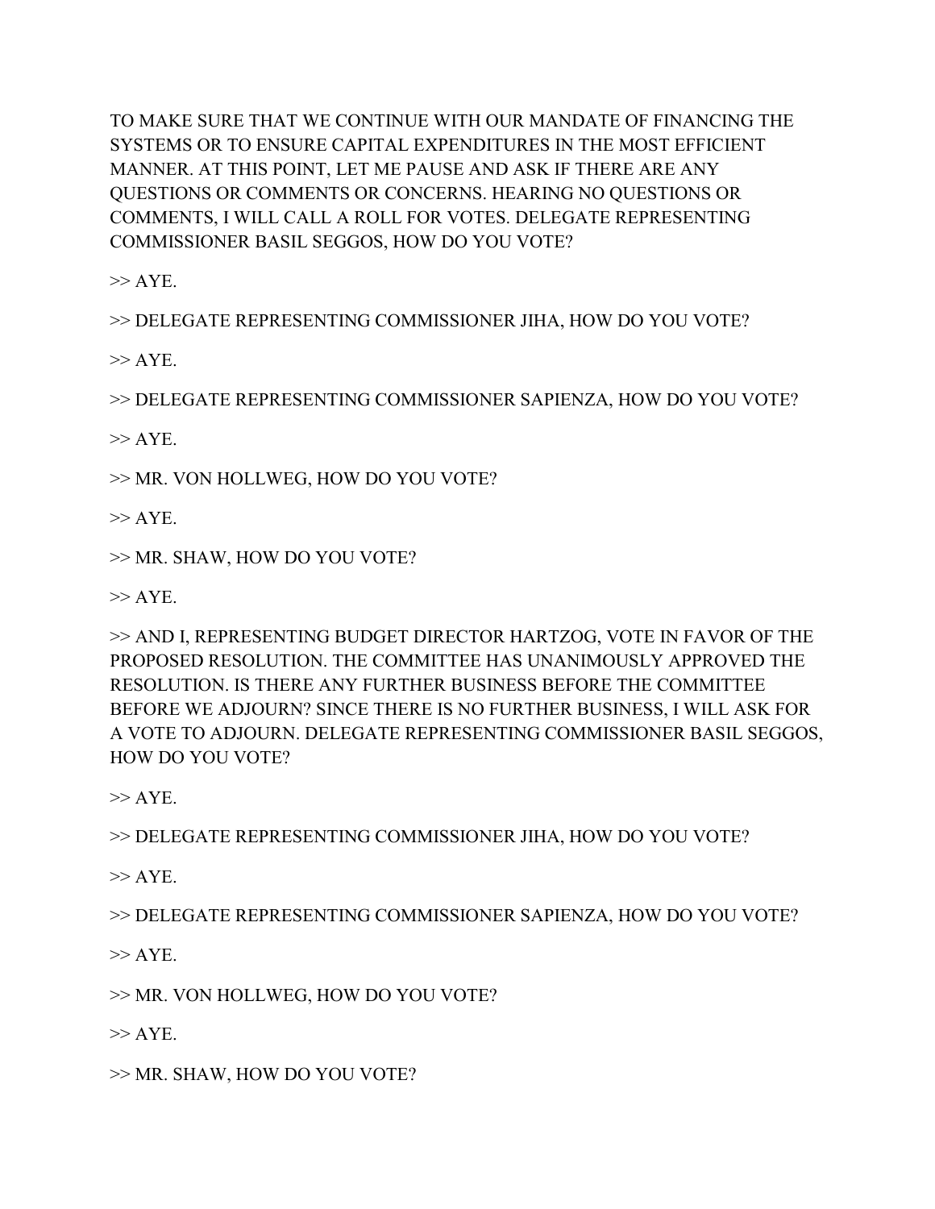TO MAKE SURE THAT WE CONTINUE WITH OUR MANDATE OF FINANCING THE SYSTEMS OR TO ENSURE CAPITAL EXPENDITURES IN THE MOST EFFICIENT MANNER. AT THIS POINT, LET ME PAUSE AND ASK IF THERE ARE ANY QUESTIONS OR COMMENTS OR CONCERNS. HEARING NO QUESTIONS OR COMMENTS, I WILL CALL A ROLL FOR VOTES. DELEGATE REPRESENTING COMMISSIONER BASIL SEGGOS, HOW DO YOU VOTE?

>> AYE.

>> DELEGATE REPRESENTING COMMISSIONER JIHA, HOW DO YOU VOTE?

>> AYE.

>> DELEGATE REPRESENTING COMMISSIONER SAPIENZA, HOW DO YOU VOTE?

>> AYE.

>> MR. VON HOLLWEG, HOW DO YOU VOTE?

>> AYE.

>> MR. SHAW, HOW DO YOU VOTE?

>> AYE.

>> AND I, REPRESENTING BUDGET DIRECTOR HARTZOG, VOTE IN FAVOR OF THE PROPOSED RESOLUTION. THE COMMITTEE HAS UNANIMOUSLY APPROVED THE RESOLUTION. IS THERE ANY FURTHER BUSINESS BEFORE THE COMMITTEE BEFORE WE ADJOURN? SINCE THERE IS NO FURTHER BUSINESS, I WILL ASK FOR A VOTE TO ADJOURN. DELEGATE REPRESENTING COMMISSIONER BASIL SEGGOS, HOW DO YOU VOTE?

>> AYE.

>> DELEGATE REPRESENTING COMMISSIONER JIHA, HOW DO YOU VOTE?

>> AYE.

>> DELEGATE REPRESENTING COMMISSIONER SAPIENZA, HOW DO YOU VOTE?

>> AYE.

>> MR. VON HOLLWEG, HOW DO YOU VOTE?

>> AYE.

>> MR. SHAW, HOW DO YOU VOTE?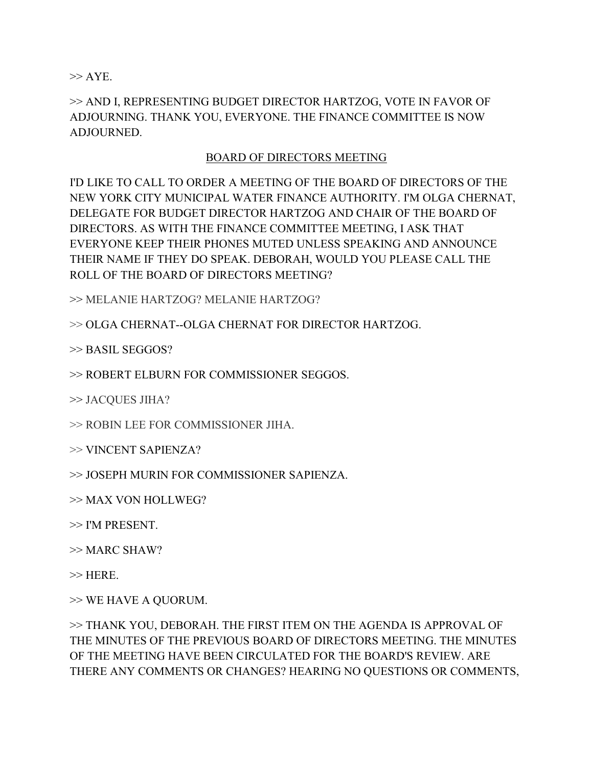>> AYE.

>> AND I, REPRESENTING BUDGET DIRECTOR HARTZOG, VOTE IN FAVOR OF ADJOURNING. THANK YOU, EVERYONE. THE FINANCE COMMITTEE IS NOW ADJOURNED.

<u>BOARD OF DIRECTORS MEETING</u>

I'D LIKE TO CALL TO ORDER A MEETING OF THE BOARD OF DIRECTORS OF THE NEW YORK CITY MUNICIPAL WATER FINANCE AUTHORITY. I'M OLGA CHERNAT, DELEGATE FOR BUDGET DIRECTOR HARTZOG AND CHAIR OF THE BOARD OF DIRECTORS. AS WITH THE FINANCE COMMITTEE MEETING, I ASK THAT EVERYONE KEEP THEIR PHONES MUTED UNLESS SPEAKING AND ANNOUNCE THEIR NAME IF THEY DO SPEAK. DEBORAH, WOULD YOU PLEASE CALL THE ROLL OF THE BOARD OF DIRECTORS MEETING?

>> MELANIE HARTZOG? MELANIE HARTZOG?

>> OLGA CHERNAT--OLGA CHERNAT FOR DIRECTOR HARTZOG.

>> BASIL SEGGOS?

>> ROBERT ELBURN FOR COMMISSIONER SEGGOS.

>> JACQUES JIHA?

>> ROBIN LEE FOR COMMISSIONER JIHA.

>> VINCENT SAPIENZA?

>> JOSEPH MURIN FOR COMMISSIONER SAPIENZA.

>> MAX VON HOLLWEG?

>> I'M PRESENT.

>> MARC SHAW?

>> HERE.

>> WE HAVE A QUORUM.

>> THANK YOU, DEBORAH. THE FIRST ITEM ON THE AGENDA IS APPROVAL OF THE MINUTES OF THE PREVIOUS BOARD OF DIRECTORS MEETING. THE MINUTES OF THE MEETING HAVE BEEN CIRCULATED FOR THE BOARD'S REVIEW. ARE THERE ANY COMMENTS OR CHANGES? HEARING NO QUESTIONS OR COMMENTS,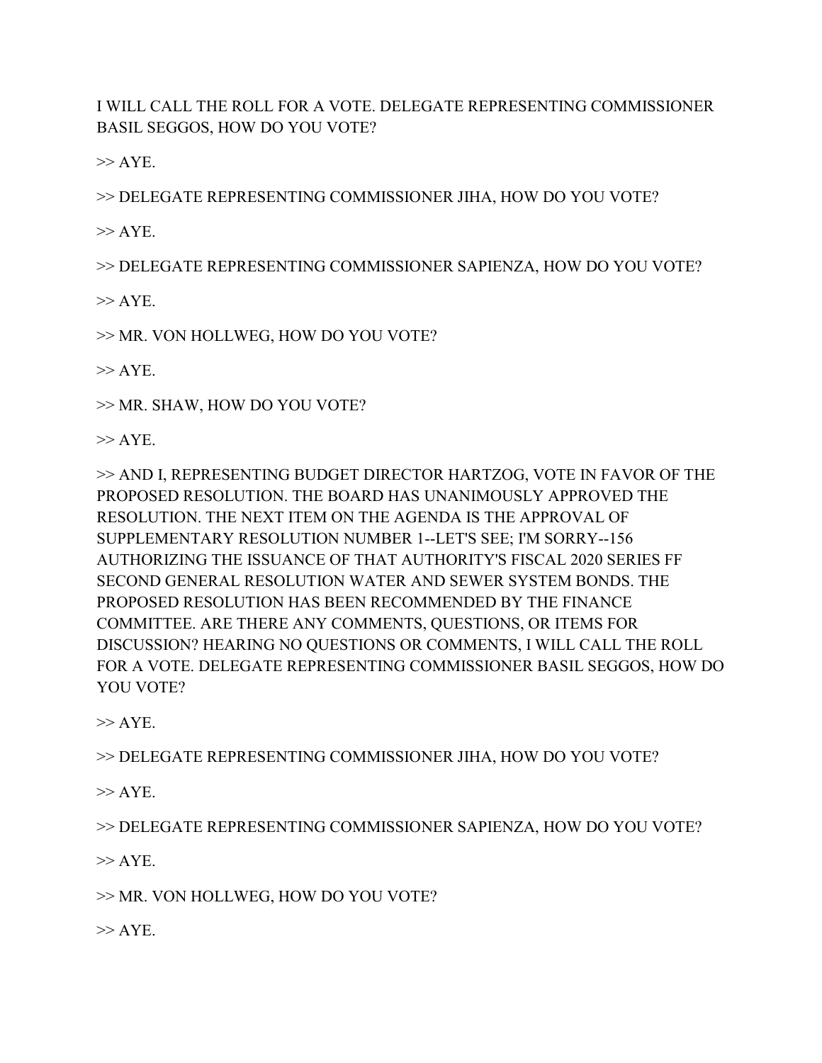I WILL CALL THE ROLL FOR A VOTE. DELEGATE REPRESENTING COMMISSIONER BASIL SEGGOS, HOW DO YOU VOTE?

>> AYE.

>> DELEGATE REPRESENTING COMMISSIONER JIHA, HOW DO YOU VOTE?

>> AYE.

>> DELEGATE REPRESENTING COMMISSIONER SAPIENZA, HOW DO YOU VOTE?

>> AYE.

>> MR. VON HOLLWEG, HOW DO YOU VOTE?

>> AYE.

>> MR. SHAW, HOW DO YOU VOTE?

>> AYE.

>> AND I, REPRESENTING BUDGET DIRECTOR HARTZOG, VOTE IN FAVOR OF THE PROPOSED RESOLUTION. THE BOARD HAS UNANIMOUSLY APPROVED THE RESOLUTION. THE NEXT ITEM ON THE AGENDA IS THE APPROVAL OF SUPPLEMENTARY RESOLUTION NUMBER 1--LET'S SEE; I'M SORRY--156 AUTHORIZING THE ISSUANCE OF THAT AUTHORITY'S FISCAL 2020 SERIES FF SECOND GENERAL RESOLUTION WATER AND SEWER SYSTEM BONDS. THE PROPOSED RESOLUTION HAS BEEN RECOMMENDED BY THE FINANCE COMMITTEE. ARE THERE ANY COMMENTS, QUESTIONS, OR ITEMS FOR DISCUSSION? HEARING NO QUESTIONS OR COMMENTS, I WILL CALL THE ROLL FOR A VOTE. DELEGATE REPRESENTING COMMISSIONER BASIL SEGGOS, HOW DO YOU VOTE?

>> AYE.

>> DELEGATE REPRESENTING COMMISSIONER JIHA, HOW DO YOU VOTE?

>> AYE.

>> DELEGATE REPRESENTING COMMISSIONER SAPIENZA, HOW DO YOU VOTE?

>> AYE.

>> MR. VON HOLLWEG, HOW DO YOU VOTE?

>> AYE.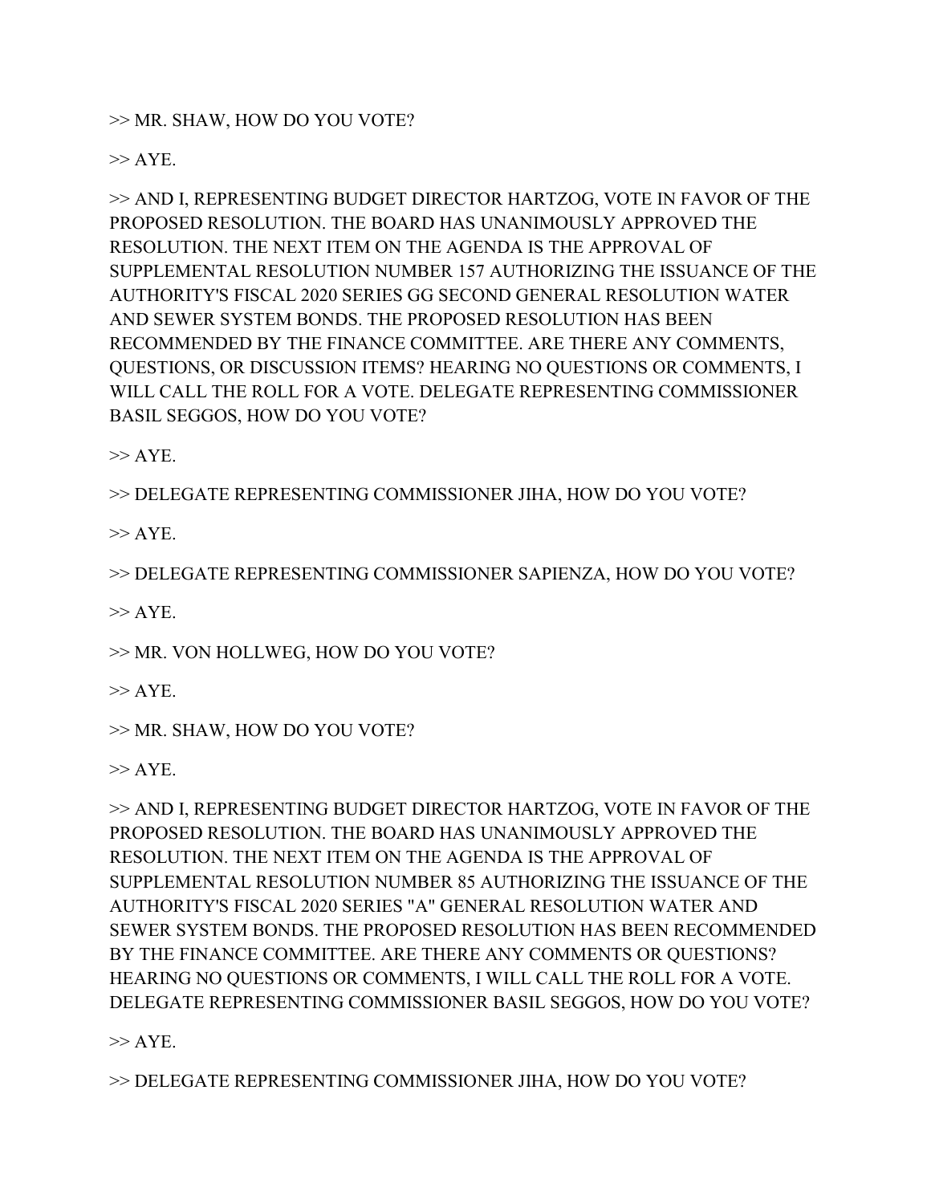>> MR. SHAW, HOW DO YOU VOTE?

>> AYE.

>> AND I, REPRESENTING BUDGET DIRECTOR HARTZOG, VOTE IN FAVOR OF THE PROPOSED RESOLUTION. THE BOARD HAS UNANIMOUSLY APPROVED THE RESOLUTION. THE NEXT ITEM ON THE AGENDA IS THE APPROVAL OF SUPPLEMENTAL RESOLUTION NUMBER 157 AUTHORIZING THE ISSUANCE OF THE AUTHORITY'S FISCAL 2020 SERIES GG SECOND GENERAL RESOLUTION WATER AND SEWER SYSTEM BONDS. THE PROPOSED RESOLUTION HAS BEEN RECOMMENDED BY THE FINANCE COMMITTEE. ARE THERE ANY COMMENTS, QUESTIONS, OR DISCUSSION ITEMS? HEARING NO QUESTIONS OR COMMENTS, I WILL CALL THE ROLL FOR A VOTE. DELEGATE REPRESENTING COMMISSIONER BASIL SEGGOS, HOW DO YOU VOTE?

>> AYE.

>> DELEGATE REPRESENTING COMMISSIONER JIHA, HOW DO YOU VOTE?

>> AYE.

>> DELEGATE REPRESENTING COMMISSIONER SAPIENZA, HOW DO YOU VOTE?

>> AYE.

>> MR. VON HOLLWEG, HOW DO YOU VOTE?

>> AYE.

>> MR. SHAW, HOW DO YOU VOTE?

>> AYE.

>> AND I, REPRESENTING BUDGET DIRECTOR HARTZOG, VOTE IN FAVOR OF THE PROPOSED RESOLUTION. THE BOARD HAS UNANIMOUSLY APPROVED THE RESOLUTION. THE NEXT ITEM ON THE AGENDA IS THE APPROVAL OF SUPPLEMENTAL RESOLUTION NUMBER 85 AUTHORIZING THE ISSUANCE OF THE AUTHORITY'S FISCAL 2020 SERIES "A" GENERAL RESOLUTION WATER AND SEWER SYSTEM BONDS. THE PROPOSED RESOLUTION HAS BEEN RECOMMENDED BY THE FINANCE COMMITTEE. ARE THERE ANY COMMENTS OR QUESTIONS? HEARING NO QUESTIONS OR COMMENTS, I WILL CALL THE ROLL FOR A VOTE. DELEGATE REPRESENTING COMMISSIONER BASIL SEGGOS, HOW DO YOU VOTE?

>> AYE.

>> DELEGATE REPRESENTING COMMISSIONER JIHA, HOW DO YOU VOTE?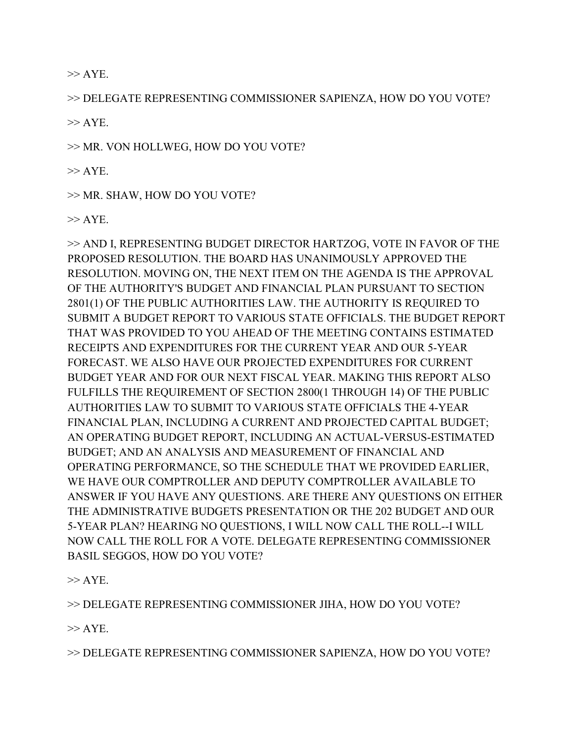>> AYE.

>> DELEGATE REPRESENTING COMMISSIONER SAPIENZA, HOW DO YOU VOTE?

>> AYE.

>> MR. VON HOLLWEG, HOW DO YOU VOTE?

>> AYE.

>> MR. SHAW, HOW DO YOU VOTE?

>> AYE.

>> AND I, REPRESENTING BUDGET DIRECTOR HARTZOG, VOTE IN FAVOR OF THE PROPOSED RESOLUTION. THE BOARD HAS UNANIMOUSLY APPROVED THE RESOLUTION. MOVING ON, THE NEXT ITEM ON THE AGENDA IS THE APPROVAL OF THE AUTHORITY'S BUDGET AND FINANCIAL PLAN PURSUANT TO SECTION 2801(1) OF THE PUBLIC AUTHORITIES LAW. THE AUTHORITY IS REQUIRED TO SUBMIT A BUDGET REPORT TO VARIOUS STATE OFFICIALS. THE BUDGET REPORT THAT WAS PROVIDED TO YOU AHEAD OF THE MEETING CONTAINS ESTIMATED RECEIPTS AND EXPENDITURES FOR THE CURRENT YEAR AND OUR 5-YEAR FORECAST. WE ALSO HAVE OUR PROJECTED EXPENDITURES FOR CURRENT BUDGET YEAR AND FOR OUR NEXT FISCAL YEAR. MAKING THIS REPORT ALSO FULFILLS THE REQUIREMENT OF SECTION 2800(1 THROUGH 14) OF THE PUBLIC AUTHORITIES LAW TO SUBMIT TO VARIOUS STATE OFFICIALS THE 4-YEAR FINANCIAL PLAN, INCLUDING A CURRENT AND PROJECTED CAPITAL BUDGET; AN OPERATING BUDGET REPORT, INCLUDING AN ACTUAL-VERSUS-ESTIMATED BUDGET; AND AN ANALYSIS AND MEASUREMENT OF FINANCIAL AND OPERATING PERFORMANCE, SO THE SCHEDULE THAT WE PROVIDED EARLIER, WE HAVE OUR COMPTROLLER AND DEPUTY COMPTROLLER AVAILABLE TO ANSWER IF YOU HAVE ANY QUESTIONS. ARE THERE ANY QUESTIONS ON EITHER THE ADMINISTRATIVE BUDGETS PRESENTATION OR THE 202 BUDGET AND OUR 5-YEAR PLAN? HEARING NO QUESTIONS, I WILL NOW CALL THE ROLL--I WILL NOW CALL THE ROLL FOR A VOTE. DELEGATE REPRESENTING COMMISSIONER BASIL SEGGOS, HOW DO YOU VOTE?

>> AYE.

>> DELEGATE REPRESENTING COMMISSIONER JIHA, HOW DO YOU VOTE?

>> AYE.

>> DELEGATE REPRESENTING COMMISSIONER SAPIENZA, HOW DO YOU VOTE?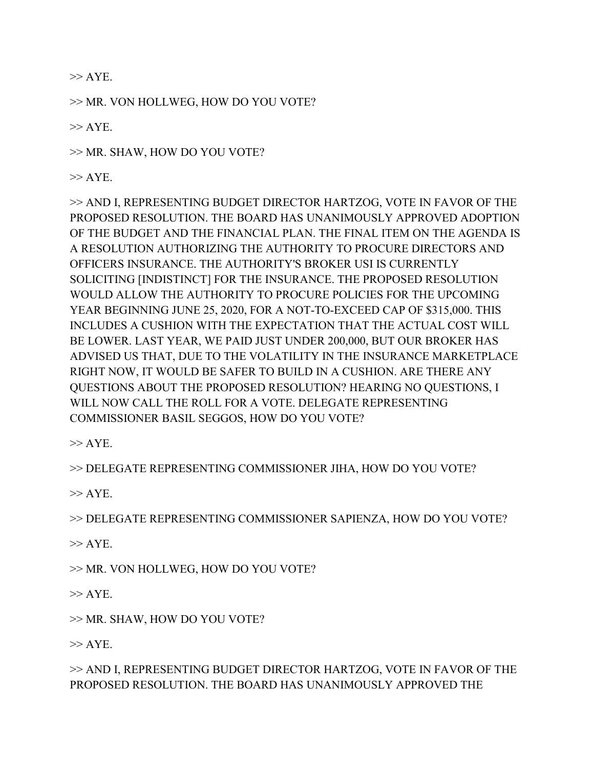>> AYE.

>> MR. VON HOLLWEG, HOW DO YOU VOTE?

>> AYE.

>> MR. SHAW, HOW DO YOU VOTE?

>> AYE.

>> AND I, REPRESENTING BUDGET DIRECTOR HARTZOG, VOTE IN FAVOR OF THE PROPOSED RESOLUTION. THE BOARD HAS UNANIMOUSLY APPROVED ADOPTION OF THE BUDGET AND THE FINANCIAL PLAN. THE FINAL ITEM ON THE AGENDA IS A RESOLUTION AUTHORIZING THE AUTHORITY TO PROCURE DIRECTORS AND OFFICERS INSURANCE. THE AUTHORITY'S BROKER USI IS CURRENTLY SOLICITING [INDISTINCT] FOR THE INSURANCE. THE PROPOSED RESOLUTION WOULD ALLOW THE AUTHORITY TO PROCURE POLICIES FOR THE UPCOMING YEAR BEGINNING JUNE 25, 2020, FOR A NOT-TO-EXCEED CAP OF $315,000. THIS INCLUDES A CUSHION WITH THE EXPECTATION THAT THE ACTUAL COST WILL BE LOWER. LAST YEAR, WE PAID JUST UNDER 200,000, BUT OUR BROKER HAS ADVISED US THAT, DUE TO THE VOLATILITY IN THE INSURANCE MARKETPLACE RIGHT NOW, IT WOULD BE SAFER TO BUILD IN A CUSHION. ARE THERE ANY QUESTIONS ABOUT THE PROPOSED RESOLUTION? HEARING NO QUESTIONS, I WILL NOW CALL THE ROLL FOR A VOTE. DELEGATE REPRESENTING COMMISSIONER BASIL SEGGOS, HOW DO YOU VOTE?

>> AYE.

>> DELEGATE REPRESENTING COMMISSIONER JIHA, HOW DO YOU VOTE?

>> AYE.

>> DELEGATE REPRESENTING COMMISSIONER SAPIENZA, HOW DO YOU VOTE?

>> AYE.

>> MR. VON HOLLWEG, HOW DO YOU VOTE?

>> AYE.

>> MR. SHAW, HOW DO YOU VOTE?

>> AYE.

>> AND I, REPRESENTING BUDGET DIRECTOR HARTZOG, VOTE IN FAVOR OF THE PROPOSED RESOLUTION. THE BOARD HAS UNANIMOUSLY APPROVED THE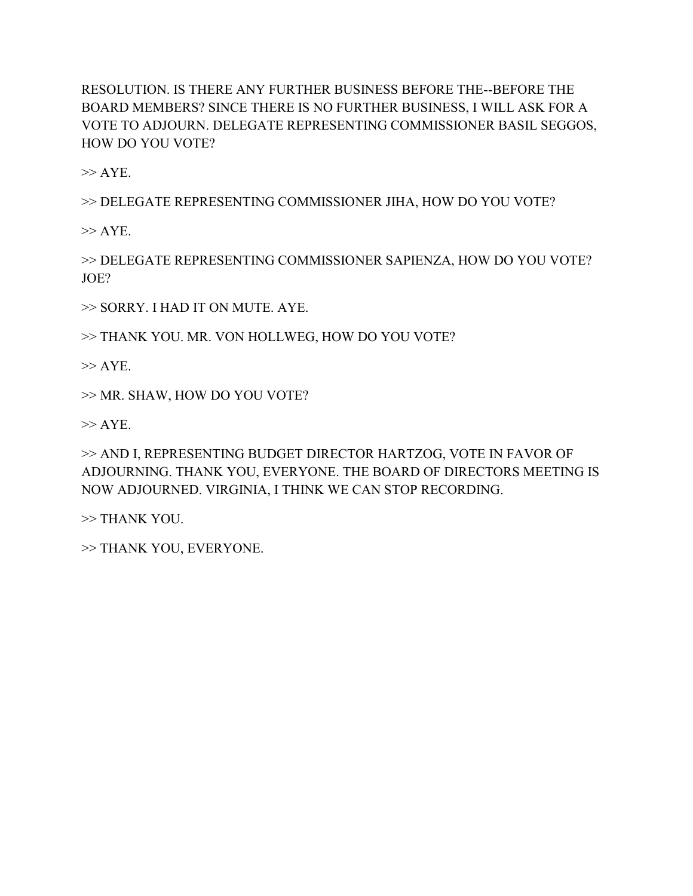RESOLUTION. IS THERE ANY FURTHER BUSINESS BEFORE THE--BEFORE THE BOARD MEMBERS? SINCE THERE IS NO FURTHER BUSINESS, I WILL ASK FOR A VOTE TO ADJOURN. DELEGATE REPRESENTING COMMISSIONER BASIL SEGGOS, HOW DO YOU VOTE?

>> AYE.

>> DELEGATE REPRESENTING COMMISSIONER JIHA, HOW DO YOU VOTE?

>> AYE.

>> DELEGATE REPRESENTING COMMISSIONER SAPIENZA, HOW DO YOU VOTE? JOE?

>> SORRY. I HAD IT ON MUTE. AYE.

>> THANK YOU. MR. VON HOLLWEG, HOW DO YOU VOTE?

>> AYE.

>> MR. SHAW, HOW DO YOU VOTE?

>> AYE.

>> AND I, REPRESENTING BUDGET DIRECTOR HARTZOG, VOTE IN FAVOR OF ADJOURNING. THANK YOU, EVERYONE. THE BOARD OF DIRECTORS MEETING IS NOW ADJOURNED. VIRGINIA, I THINK WE CAN STOP RECORDING.

>> THANK YOU.

>> THANK YOU, EVERYONE.